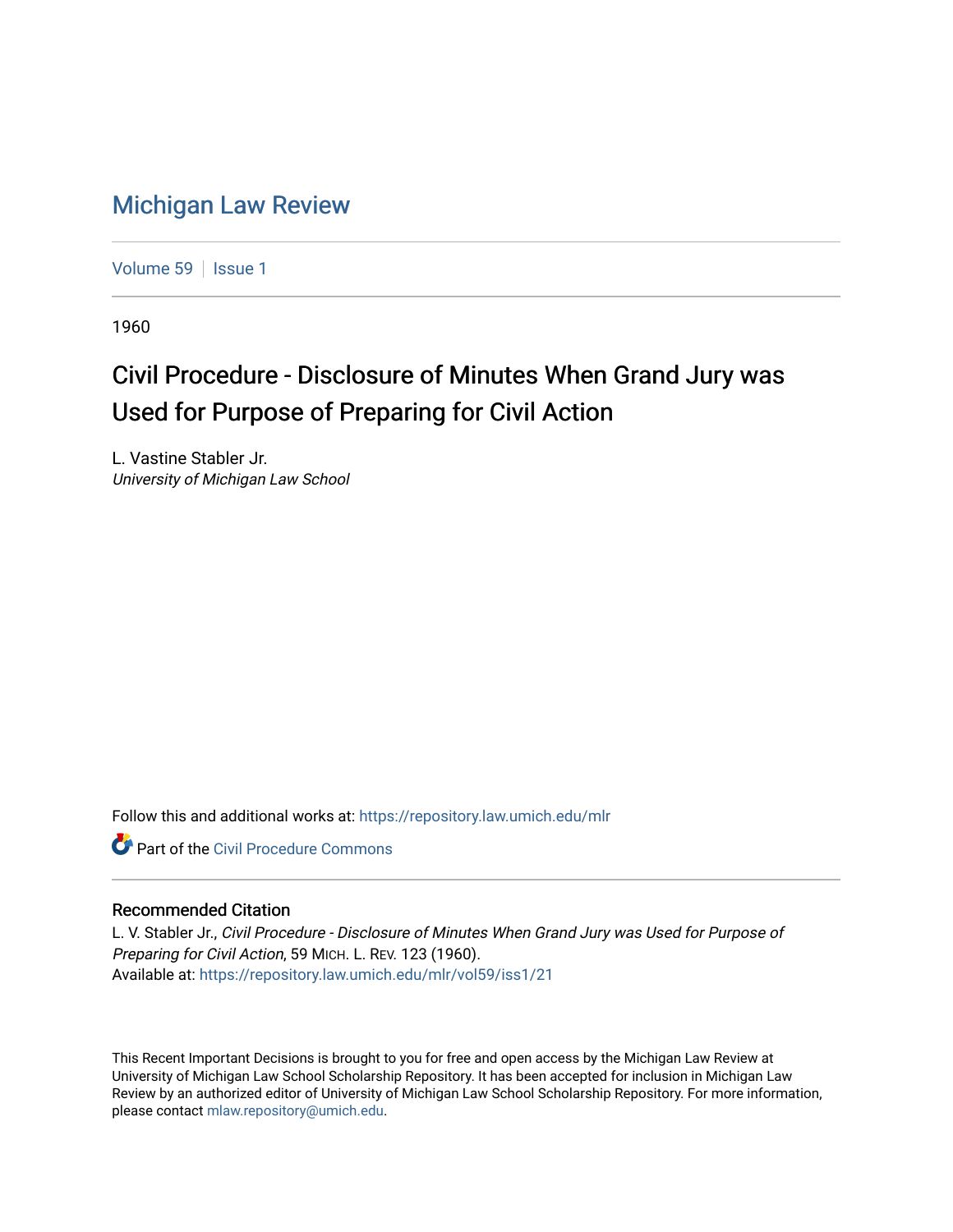# Michigan Law Review

Volume 59 | Issue 1

1960

## Civil Procedure - Disclosure of Minutes When Grand Jury was Used for Purpose of Preparing for Civil Action

L. Vastine Stabler Jr.
*University of Michigan Law School*

Follow this and additional works at: https://repository.law.umich.edu/mlr

Part of the Civil Procedure Commons

### Recommended Citation

L. V. Stabler Jr., *Civil Procedure - Disclosure of Minutes When Grand Jury was Used for Purpose of Preparing for Civil Action*, 59 MICH. L. REV. 123 (1960).
Available at: https://repository.law.umich.edu/mlr/vol59/iss1/21

This Recent Important Decisions is brought to you for free and open access by the Michigan Law Review at University of Michigan Law School Scholarship Repository. It has been accepted for inclusion in Michigan Law Review by an authorized editor of University of Michigan Law School Scholarship Repository. For more information, please contact mlaw.repository@umich.edu.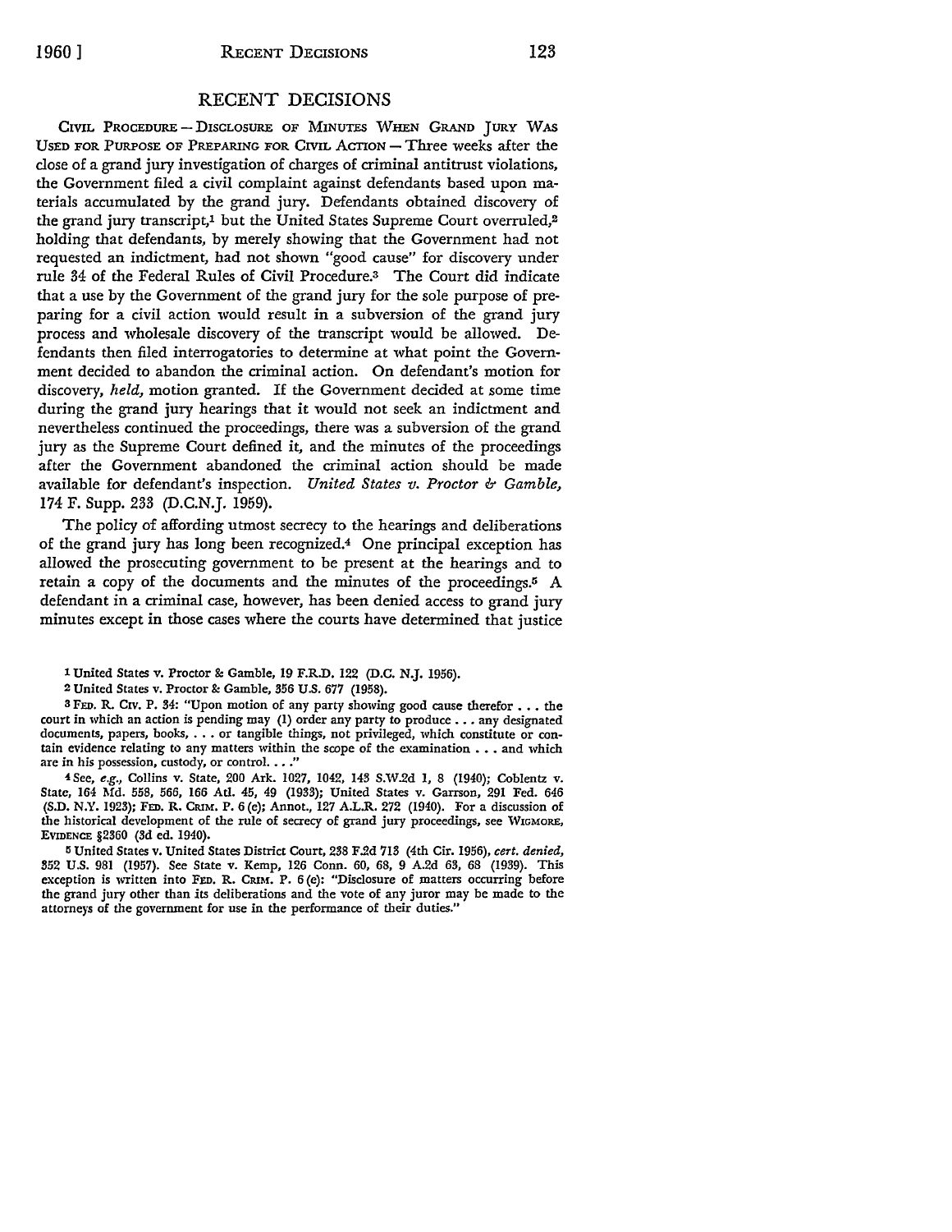## RECENT DECISIONS

CIVIL PROCEDURE — DISCLOSURE OF MINUTES WHEN GRAND JURY WAS USED FOR PURPOSE OF PREPARING FOR CIVIL ACTION — Three weeks after the close of a grand jury investigation of charges of criminal antitrust violations, the Government filed a civil complaint against defendants based upon materials accumulated by the grand jury. Defendants obtained discovery of the grand jury transcript,[1] but the United States Supreme Court overruled,[2] holding that defendants, by merely showing that the Government had not requested an indictment, had not shown "good cause" for discovery under rule 34 of the Federal Rules of Civil Procedure.[3] The Court did indicate that a use by the Government of the grand jury for the sole purpose of preparing for a civil action would result in a subversion of the grand jury process and wholesale discovery of the transcript would be allowed. Defendants then filed interrogatories to determine at what point the Government decided to abandon the criminal action. On defendant's motion for discovery, *held,* motion granted. If the Government decided at some time during the grand jury hearings that it would not seek an indictment and nevertheless continued the proceedings, there was a subversion of the grand jury as the Supreme Court defined it, and the minutes of the proceedings after the Government abandoned the criminal action should be made available for defendant's inspection. *United States v. Proctor & Gamble,* 174 F. Supp. 233 (D.C.N.J. 1959).

The policy of affording utmost secrecy to the hearings and deliberations of the grand jury has long been recognized.[4] One principal exception has allowed the prosecuting government to be present at the hearings and to retain a copy of the documents and the minutes of the proceedings.[5] A defendant in a criminal case, however, has been denied access to grand jury minutes except in those cases where the courts have determined that justice

---

[1] United States v. Proctor & Gamble, 19 F.R.D. 122 (D.C. N.J. 1956).

[2] United States v. Proctor & Gamble, 356 U.S. 677 (1958).

[3] FED. R. CIV. P. 34: "Upon motion of any party showing good cause therefor . . . the court in which an action is pending may (1) order any party to produce . . . any designated documents, papers, books, . . . or tangible things, not privileged, which constitute or contain evidence relating to any matters within the scope of the examination . . . and which are in his possession, custody, or control. . . ."

[4] See, *e.g.,* Collins v. State, 200 Ark. 1027, 1042, 143 S.W.2d 1, 8 (1940); Coblentz v. State, 164 Md. 558, 566, 166 Atl. 45, 49 (1933); United States v. Garrson, 291 Fed. 646 (S.D. N.Y. 1923); FED. R. CRIM. P. 6 (e); Annot., 127 A.L.R. 272 (1940). For a discussion of the historical development of the rule of secrecy of grand jury proceedings, see WIGMORE, EVIDENCE §2360 (3d ed. 1940).

[5] United States v. United States District Court, 238 F.2d 713 (4th Cir. 1956), *cert. denied,* 352 U.S. 981 (1957). See State v. Kemp, 126 Conn. 60, 68, 9 A.2d 63, 68 (1939). This exception is written into FED. R. CRIM. P. 6 (e): "Disclosure of matters occurring before the grand jury other than its deliberations and the vote of any juror may be made to the attorneys of the government for use in the performance of their duties."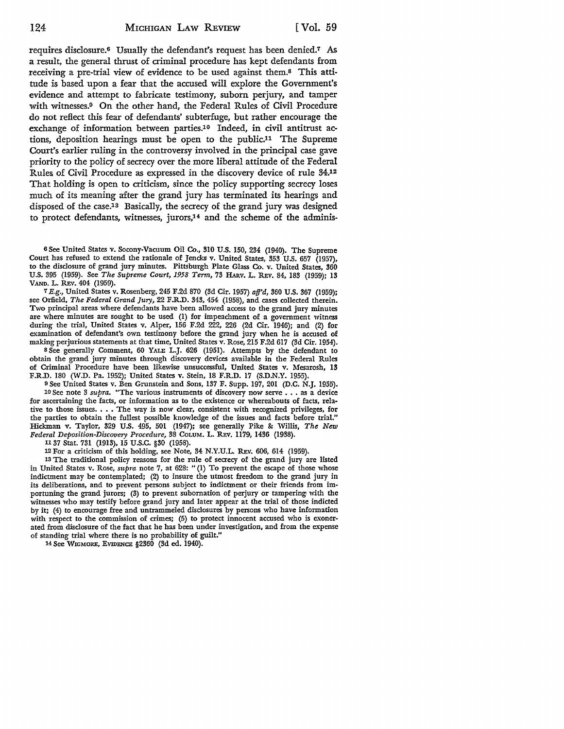requires disclosure.[6] Usually the defendant's request has been denied.[7] As a result, the general thrust of criminal procedure has kept defendants from receiving a pre-trial view of evidence to be used against them.[8] This attitude is based upon a fear that the accused will explore the Government's evidence and attempt to fabricate testimony, suborn perjury, and tamper with witnesses.[9] On the other hand, the Federal Rules of Civil Procedure do not reflect this fear of defendants' subterfuge, but rather encourage the exchange of information between parties.[10] Indeed, in civil antitrust actions, deposition hearings must be open to the public.[11] The Supreme Court's earlier ruling in the controversy involved in the principal case gave priority to the policy of secrecy over the more liberal attitude of the Federal Rules of Civil Procedure as expressed in the discovery device of rule 34.[12] That holding is open to criticism, since the policy supporting secrecy loses much of its meaning after the grand jury has terminated its hearings and disposed of the case.[13] Basically, the secrecy of the grand jury was designed to protect defendants, witnesses, jurors,[14] and the scheme of the adminis-

---

[6] See United States v. Socony-Vacuum Oil Co., 310 U.S. 150, 234 (1940). The Supreme Court has refused to extend the rationale of *Jencks* v. United States, 353 U.S. 657 (1957), to the disclosure of grand jury minutes. Pittsburgh Plate Glass Co. v. United States, 360 U.S. 395 (1959). See *The Supreme Court, 1958 Term*, 73 HARV. L. REV. 84, 183 (1959); 13 VAND. L. REV. 404 (1959).

[7] *E.g.*, United States v. Rosenberg, 245 F.2d 870 (3d Cir. 1957) *aff'd*, 360 U.S. 367 (1959); see Orfield, *The Federal Grand Jury*, 22 F.R.D. 343, 454 (1958), and cases collected therein. Two principal areas where defendants have been allowed access to the grand jury minutes are where minutes are sought to be used (1) for impeachment of a government witness during the trial, United States v. Alper, 156 F.2d 222, 226 (2d Cir. 1946); and (2) for examination of defendant's own testimony before the grand jury when he is accused of making perjurious statements at that time, United States v. Rose, 215 F.2d 617 (3d Cir. 1954).

[8] See generally Comment, 60 YALE L.J. 626 (1951). Attempts by the defendant to obtain the grand jury minutes through discovery devices available in the Federal Rules of Criminal Procedure have been likewise unsuccessful, United States v. Mesarosh, 13 F.R.D. 180 (W.D. Pa. 1952); United States v. Stein, 18 F.R.D. 17 (S.D.N.Y. 1955).

[9] See United States v. Ben Grunstein and Sons, 137 F. Supp. 197, 201 (D.C. N.J. 1955).

[10] See note 3 *supra*. "The various instruments of discovery now serve . . . as a device for ascertaining the facts, or information as to the existence or whereabouts of facts, relative to those issues. . . . The way is now clear, consistent with recognized privileges, for the parties to obtain the fullest possible knowledge of the issues and facts before trial." Hickman v. Taylor, 329 U.S. 495, 501 (1947); see generally Pike & Willis, *The New Federal Deposition-Discovery Procedure*, 38 COLUM. L. REV. 1179, 1436 (1938).

[11] 37 Stat. 731 (1913), 15 U.S.C. §30 (1958).

[12] For a criticism of this holding, see Note, 34 N.Y.U.L. REV. 606, 614 (1959).

[13] The traditional policy reasons for the rule of secrecy of the grand jury are listed in United States v. Rose, *supra* note 7, at 628: "(1) To prevent the escape of those whose indictment may be contemplated; (2) to insure the utmost freedom to the grand jury in its deliberations, and to prevent persons subject to indictment or their friends from importuning the grand jurors; (3) to prevent subornation of perjury or tampering with the witnesses who may testify before grand jury and later appear at the trial of those indicted by it; (4) to encourage free and untrammeled disclosures by persons who have information with respect to the commission of crimes; (5) to protect innocent accused who is exonerated from disclosure of the fact that he has been under investigation, and from the expense of standing trial where there is no probability of guilt."

[14] See WIGMORE, EVIDENCE §2360 (3d ed. 1940).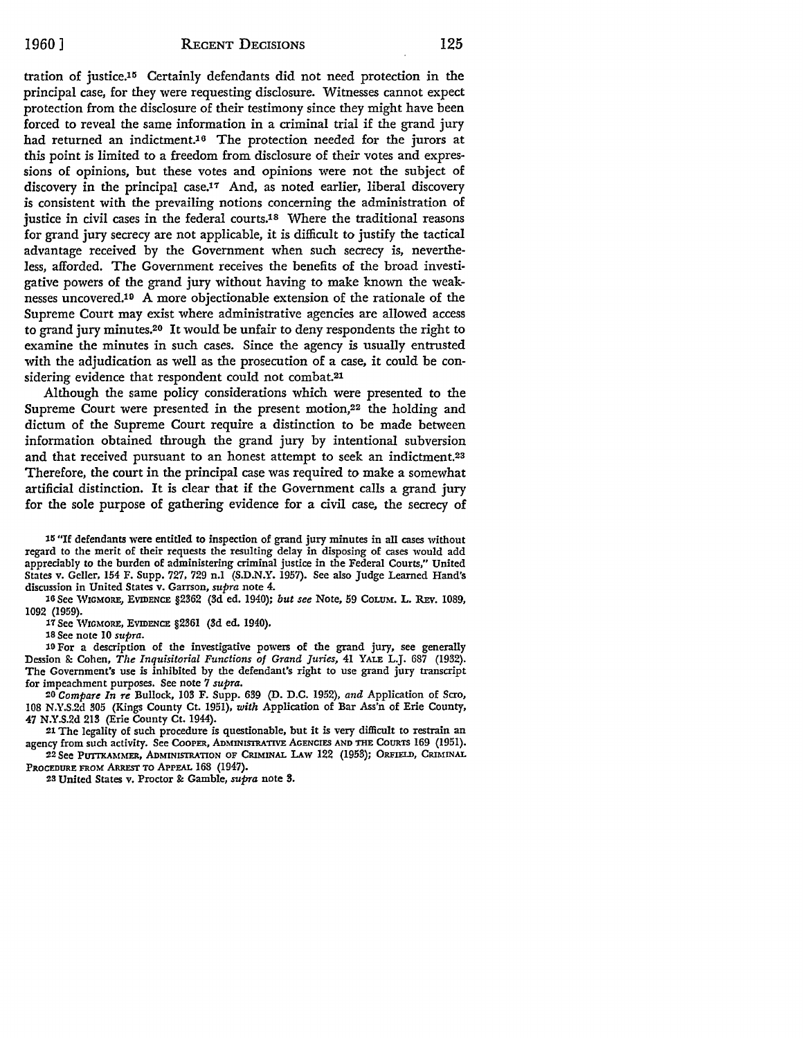tration of justice.[15] Certainly defendants did not need protection in the principal case, for they were requesting disclosure. Witnesses cannot expect protection from the disclosure of their testimony since they might have been forced to reveal the same information in a criminal trial if the grand jury had returned an indictment.[16] The protection needed for the jurors at this point is limited to a freedom from disclosure of their votes and expressions of opinions, but these votes and opinions were not the subject of discovery in the principal case.[17] And, as noted earlier, liberal discovery is consistent with the prevailing notions concerning the administration of justice in civil cases in the federal courts.[18] Where the traditional reasons for grand jury secrecy are not applicable, it is difficult to justify the tactical advantage received by the Government when such secrecy is, nevertheless, afforded. The Government receives the benefits of the broad investigative powers of the grand jury without having to make known the weaknesses uncovered.[19] A more objectionable extension of the rationale of the Supreme Court may exist where administrative agencies are allowed access to grand jury minutes.[20] It would be unfair to deny respondents the right to examine the minutes in such cases. Since the agency is usually entrusted with the adjudication as well as the prosecution of a case, it could be considering evidence that respondent could not combat.[21]

Although the same policy considerations which were presented to the Supreme Court were presented in the present motion,[22] the holding and dictum of the Supreme Court require a distinction to be made between information obtained through the grand jury by intentional subversion and that received pursuant to an honest attempt to seek an indictment.[23] Therefore, the court in the principal case was required to make a somewhat artificial distinction. It is clear that if the Government calls a grand jury for the sole purpose of gathering evidence for a civil case, the secrecy of

---

15 "If defendants were entitled to inspection of grand jury minutes in all cases without regard to the merit of their requests the resulting delay in disposing of cases would add appreciably to the burden of administering criminal justice in the Federal Courts," United States v. Geller, 154 F. Supp. 727, 729 n.1 (S.D.N.Y. 1957). See also Judge Learned Hand's discussion in United States v. Garrson, *supra* note 4.

16 See WIGMORE, EVIDENCE §2362 (3d ed. 1940); *but see* Note, 59 COLUM. L. REV. 1089, 1092 (1959).

17 See WIGMORE, EVIDENCE §2361 (3d ed. 1940).

18 See note 10 *supra*.

19 For a description of the investigative powers of the grand jury, see generally Dession & Cohen, *The Inquisitorial Functions of Grand Juries*, 41 YALE L.J. 687 (1932). The Government's use is inhibited by the defendant's right to use grand jury transcript for impeachment purposes. See note 7 *supra*.

20 *Compare In re* Bullock, 103 F. Supp. 639 (D. D.C. 1952), *and* Application of Scro, 108 N.Y.S.2d 305 (Kings County Ct. 1951), *with* Application of Bar Ass'n of Erie County, 47 N.Y.S.2d 213 (Erie County Ct. 1944).

21 The legality of such procedure is questionable, but it is very difficult to restrain an agency from such activity. See COOPER, ADMINISTRATIVE AGENCIES AND THE COURTS 169 (1951).

22 See PUTTKAMMER, ADMINISTRATION OF CRIMINAL LAW 122 (1953); ORFIELD, CRIMINAL PROCEDURE FROM ARREST TO APPEAL 168 (1947).

23 United States v. Proctor & Gamble, *supra* note 3.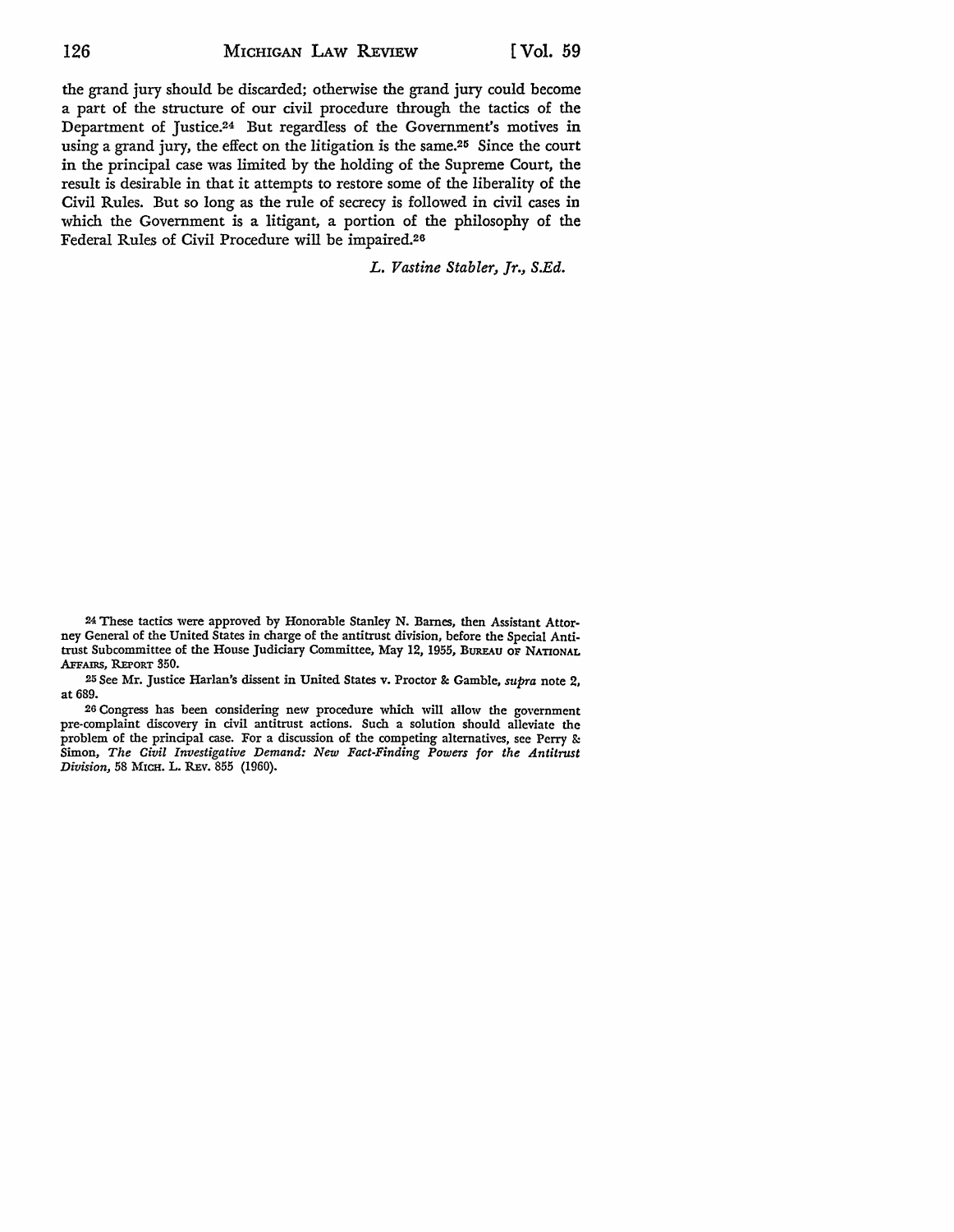the grand jury should be discarded; otherwise the grand jury could become a part of the structure of our civil procedure through the tactics of the Department of Justice.[24] But regardless of the Government's motives in using a grand jury, the effect on the litigation is the same.[25] Since the court in the principal case was limited by the holding of the Supreme Court, the result is desirable in that it attempts to restore some of the liberality of the Civil Rules. But so long as the rule of secrecy is followed in civil cases in which the Government is a litigant, a portion of the philosophy of the Federal Rules of Civil Procedure will be impaired.[26]

*L. Vastine Stabler, Jr., S.Ed.*

---

[24] These tactics were approved by Honorable Stanley N. Barnes, then Assistant Attorney General of the United States in charge of the antitrust division, before the Special Antitrust Subcommittee of the House Judiciary Committee, May 12, 1955, BUREAU OF NATIONAL AFFAIRS, REPORT 350.

[25] See Mr. Justice Harlan's dissent in United States v. Proctor & Gamble, *supra* note 2, at 689.

[26] Congress has been considering new procedure which will allow the government pre-complaint discovery in civil antitrust actions. Such a solution should alleviate the problem of the principal case. For a discussion of the competing alternatives, see Perry & Simon, *The Civil Investigative Demand: New Fact-Finding Powers for the Antitrust Division*, 58 MICH. L. REV. 855 (1960).